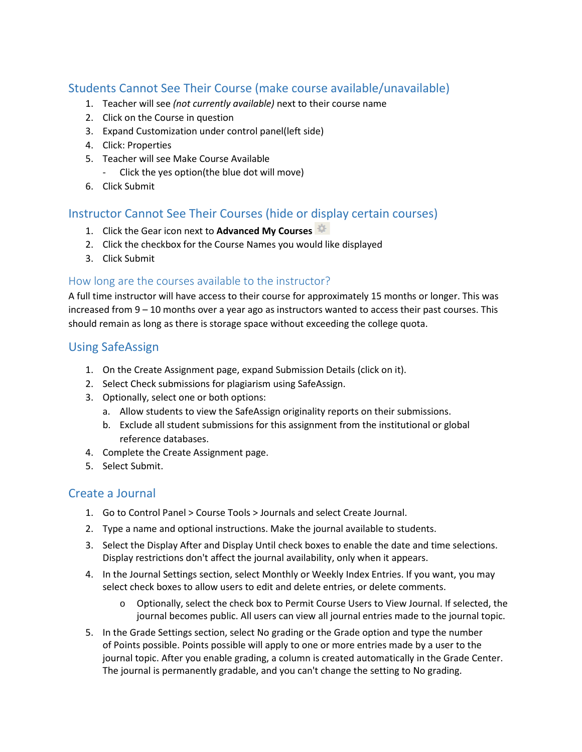## Students Cannot See Their Course (make course available/unavailable)

1. Teacher will see *(not currently available)* next to their course name
2. Click on the Course in question
3. Expand Customization under control panel(left side)
4. Click: Properties
5. Teacher will see Make Course Available
   - Click the yes option(the blue dot will move)
6. Click Submit

## Instructor Cannot See Their Courses (hide or display certain courses)

1. Click the Gear icon next to **Advanced My Courses**
2. Click the checkbox for the Course Names you would like displayed
3. Click Submit

### How long are the courses available to the instructor?

A full time instructor will have access to their course for approximately 15 months or longer. This was increased from 9 – 10 months over a year ago as instructors wanted to access their past courses. This should remain as long as there is storage space without exceeding the college quota.

## Using SafeAssign

1. On the Create Assignment page, expand Submission Details (click on it).
2. Select Check submissions for plagiarism using SafeAssign.
3. Optionally, select one or both options:
   a. Allow students to view the SafeAssign originality reports on their submissions.
   b. Exclude all student submissions for this assignment from the institutional or global reference databases.
4. Complete the Create Assignment page.
5. Select Submit.

## Create a Journal

1. Go to Control Panel > Course Tools > Journals and select Create Journal.
2. Type a name and optional instructions. Make the journal available to students.
3. Select the Display After and Display Until check boxes to enable the date and time selections. Display restrictions don't affect the journal availability, only when it appears.
4. In the Journal Settings section, select Monthly or Weekly Index Entries. If you want, you may select check boxes to allow users to edit and delete entries, or delete comments.
   - Optionally, select the check box to Permit Course Users to View Journal. If selected, the journal becomes public. All users can view all journal entries made to the journal topic.
5. In the Grade Settings section, select No grading or the Grade option and type the number of Points possible. Points possible will apply to one or more entries made by a user to the journal topic. After you enable grading, a column is created automatically in the Grade Center. The journal is permanently gradable, and you can't change the setting to No grading.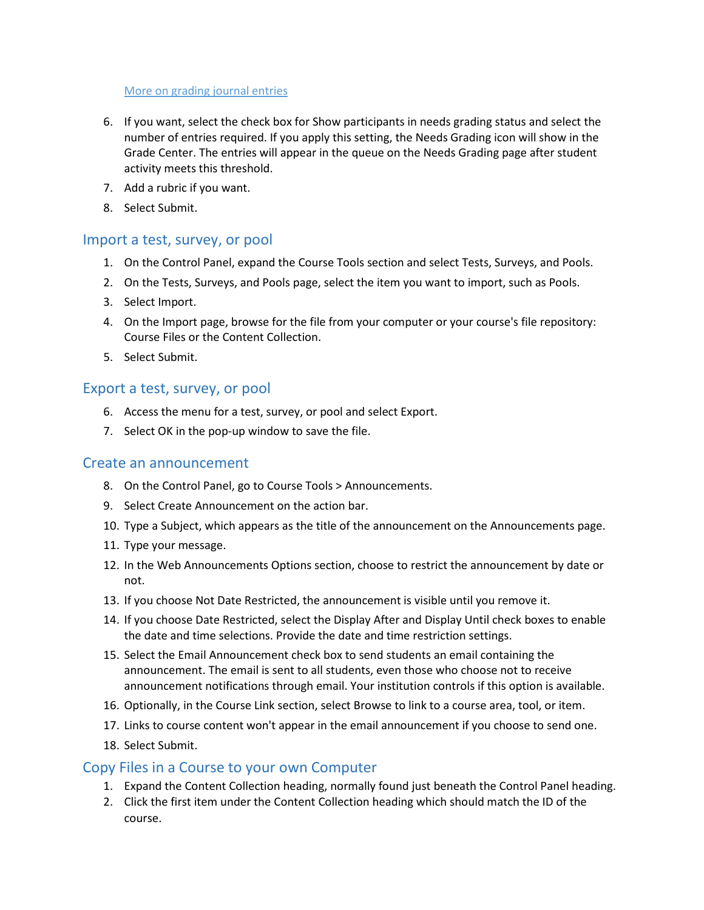[More on grading journal entries]()

6. If you want, select the check box for Show participants in needs grading status and select the number of entries required. If you apply this setting, the Needs Grading icon will show in the Grade Center. The entries will appear in the queue on the Needs Grading page after student activity meets this threshold.
7. Add a rubric if you want.
8. Select Submit.

## Import a test, survey, or pool

1. On the Control Panel, expand the Course Tools section and select Tests, Surveys, and Pools.
2. On the Tests, Surveys, and Pools page, select the item you want to import, such as Pools.
3. Select Import.
4. On the Import page, browse for the file from your computer or your course's file repository: Course Files or the Content Collection.
5. Select Submit.

## Export a test, survey, or pool

6. Access the menu for a test, survey, or pool and select Export.
7. Select OK in the pop-up window to save the file.

## Create an announcement

8. On the Control Panel, go to Course Tools > Announcements.
9. Select Create Announcement on the action bar.
10. Type a Subject, which appears as the title of the announcement on the Announcements page.
11. Type your message.
12. In the Web Announcements Options section, choose to restrict the announcement by date or not.
13. If you choose Not Date Restricted, the announcement is visible until you remove it.
14. If you choose Date Restricted, select the Display After and Display Until check boxes to enable the date and time selections. Provide the date and time restriction settings.
15. Select the Email Announcement check box to send students an email containing the announcement. The email is sent to all students, even those who choose not to receive announcement notifications through email. Your institution controls if this option is available.
16. Optionally, in the Course Link section, select Browse to link to a course area, tool, or item.
17. Links to course content won't appear in the email announcement if you choose to send one.
18. Select Submit.

## Copy Files in a Course to your own Computer

1. Expand the Content Collection heading, normally found just beneath the Control Panel heading.
2. Click the first item under the Content Collection heading which should match the ID of the course.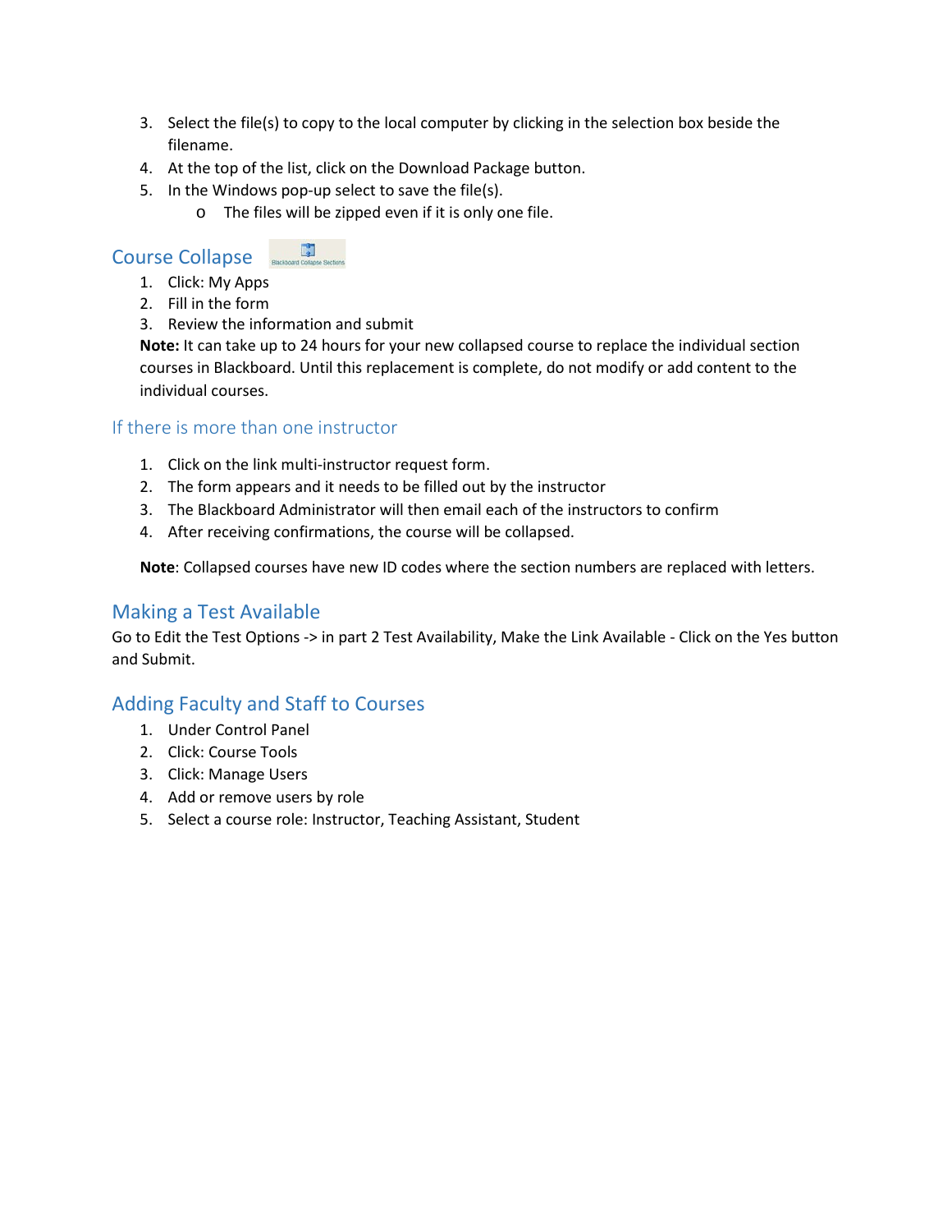3. Select the file(s) to copy to the local computer by clicking in the selection box beside the filename.
4. At the top of the list, click on the Download Package button.
5. In the Windows pop-up select to save the file(s).
    - The files will be zipped even if it is only one file.

## Course Collapse

1. Click: My Apps
2. Fill in the form
3. Review the information and submit

**Note:** It can take up to 24 hours for your new collapsed course to replace the individual section courses in Blackboard. Until this replacement is complete, do not modify or add content to the individual courses.

### If there is more than one instructor

1. Click on the link multi-instructor request form.
2. The form appears and it needs to be filled out by the instructor
3. The Blackboard Administrator will then email each of the instructors to confirm
4. After receiving confirmations, the course will be collapsed.

**Note**: Collapsed courses have new ID codes where the section numbers are replaced with letters.

## Making a Test Available

Go to Edit the Test Options -> in part 2 Test Availability, Make the Link Available - Click on the Yes button and Submit.

## Adding Faculty and Staff to Courses

1. Under Control Panel
2. Click: Course Tools
3. Click: Manage Users
4. Add or remove users by role
5. Select a course role: Instructor, Teaching Assistant, Student